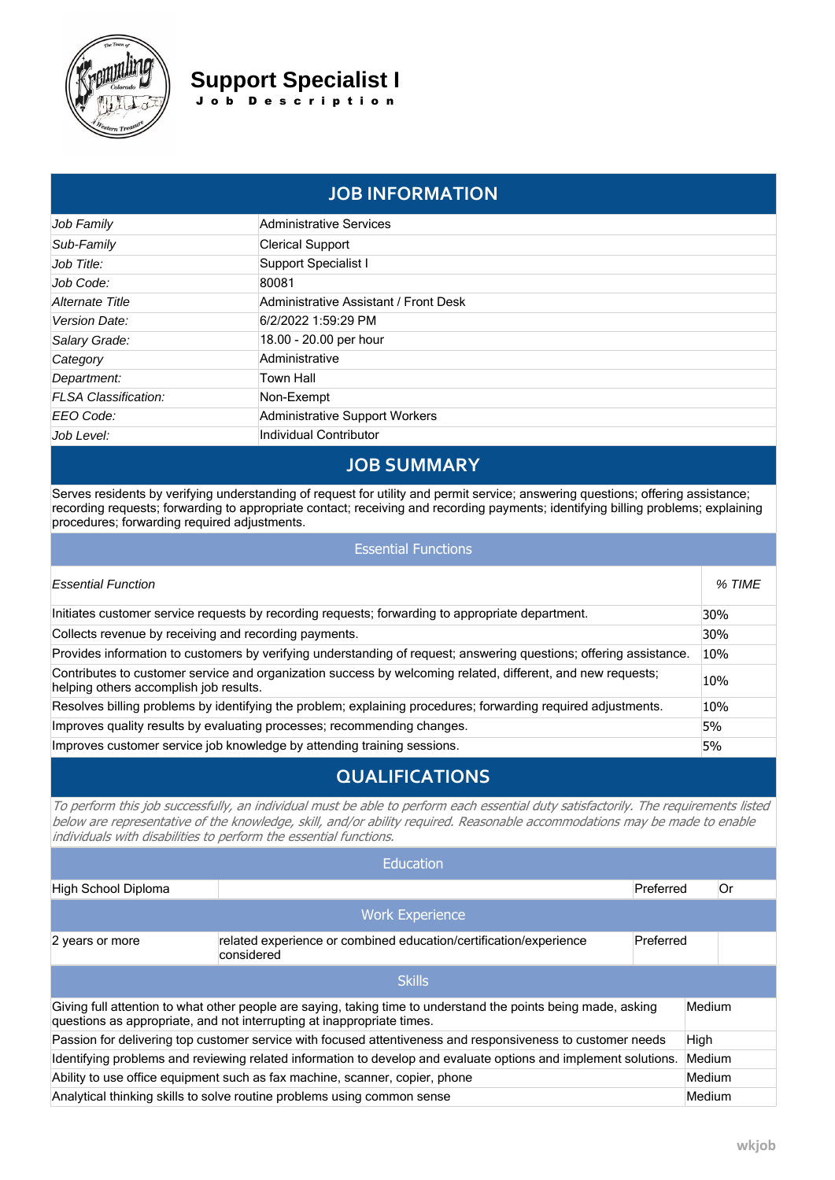# Support Specialist I

**Job Description**

## JOB INFORMATION

| | |
|---|---|
| *Job Family* | Administrative Services |
| *Sub-Family* | Clerical Support |
| *Job Title:* | Support Specialist I |
| *Job Code:* | 80081 |
| *Alternate Title* | Administrative Assistant / Front Desk |
| *Version Date:* | 6/2/2022 1:59:29 PM |
| *Salary Grade:* | 18.00 - 20.00 per hour |
| *Category* | Administrative |
| *Department:* | Town Hall |
| *FLSA Classification:* | Non-Exempt |
| *EEO Code:* | Administrative Support Workers |
| *Job Level:* | Individual Contributor |

## JOB SUMMARY

Serves residents by verifying understanding of request for utility and permit service; answering questions; offering assistance; recording requests; forwarding to appropriate contact; receiving and recording payments; identifying billing problems; explaining procedures; forwarding required adjustments.

### Essential Functions

| *Essential Function* | *% TIME* |
|---|---|
| Initiates customer service requests by recording requests; forwarding to appropriate department. | 30% |
| Collects revenue by receiving and recording payments. | 30% |
| Provides information to customers by verifying understanding of request; answering questions; offering assistance. | 10% |
| Contributes to customer service and organization success by welcoming related, different, and new requests; helping others accomplish job results. | 10% |
| Resolves billing problems by identifying the problem; explaining procedures; forwarding required adjustments. | 10% |
| Improves quality results by evaluating processes; recommending changes. | 5% |
| Improves customer service job knowledge by attending training sessions. | 5% |

## QUALIFICATIONS

*To perform this job successfully, an individual must be able to perform each essential duty satisfactorily. The requirements listed below are representative of the knowledge, skill, and/or ability required. Reasonable accommodations may be made to enable individuals with disabilities to perform the essential functions.*

### Education

| | | | |
|---|---|---|---|
| High School Diploma | | Preferred | Or |

### Work Experience

| | | | |
|---|---|---|---|
| 2 years or more | related experience or combined education/certification/experience considered | Preferred | |

### Skills

| | |
|---|---|
| Giving full attention to what other people are saying, taking time to understand the points being made, asking questions as appropriate, and not interrupting at inappropriate times. | Medium |
| Passion for delivering top customer service with focused attentiveness and responsiveness to customer needs | High |
| Identifying problems and reviewing related information to develop and evaluate options and implement solutions. | Medium |
| Ability to use office equipment such as fax machine, scanner, copier, phone | Medium |
| Analytical thinking skills to solve routine problems using common sense | Medium |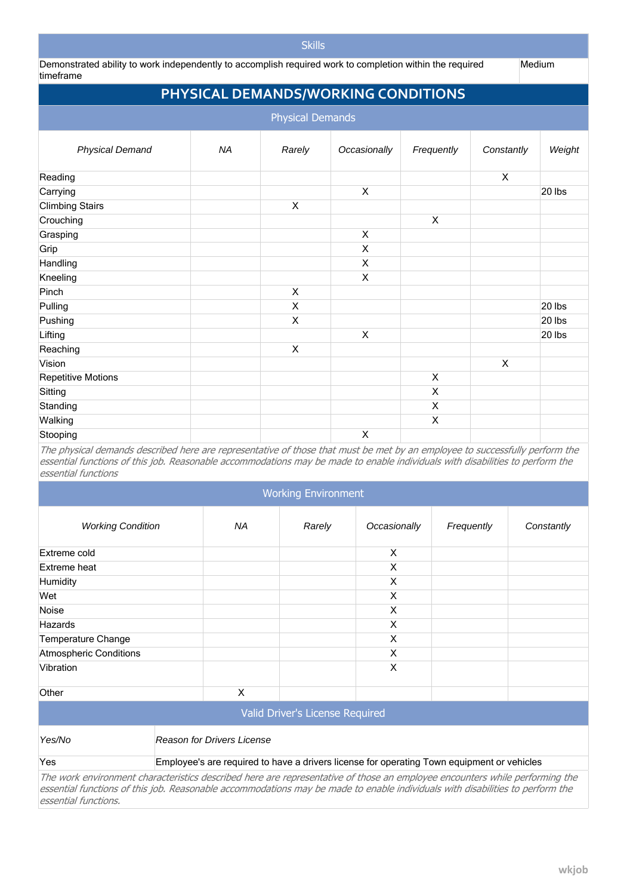## Skills

| | |
|---|---|
| Demonstrated ability to work independently to accomplish required work to completion within the required timeframe | Medium |

# PHYSICAL DEMANDS/WORKING CONDITIONS

## Physical Demands

| *Physical Demand* | *NA* | *Rarely* | *Occasionally* | *Frequently* | *Constantly* | *Weight* |
|---|---|---|---|---|---|---|
| Reading | | | | | X | |
| Carrying | | | X | | | 20 lbs |
| Climbing Stairs | | X | | | | |
| Crouching | | | | X | | |
| Grasping | | | X | | | |
| Grip | | | X | | | |
| Handling | | | X | | | |
| Kneeling | | | X | | | |
| Pinch | | X | | | | |
| Pulling | | X | | | | 20 lbs |
| Pushing | | X | | | | 20 lbs |
| Lifting | | | X | | | 20 lbs |
| Reaching | | X | | | | |
| Vision | | | | | X | |
| Repetitive Motions | | | | X | | |
| Sitting | | | | X | | |
| Standing | | | | X | | |
| Walking | | | | X | | |
| Stooping | | | X | | | |

*The physical demands described here are representative of those that must be met by an employee to successfully perform the essential functions of this job. Reasonable accommodations may be made to enable individuals with disabilities to perform the essential functions*

## Working Environment

| *Working Condition* | *NA* | *Rarely* | *Occasionally* | *Frequently* | *Constantly* |
|---|---|---|---|---|---|
| Extreme cold | | | X | | |
| Extreme heat | | | X | | |
| Humidity | | | X | | |
| Wet | | | X | | |
| Noise | | | X | | |
| Hazards | | | X | | |
| Temperature Change | | | X | | |
| Atmospheric Conditions | | | X | | |
| Vibration | | | X | | |
| Other | X | | | | |

## Valid Driver's License Required

| *Yes/No* | *Reason for Drivers License* |
|---|---|
| Yes | Employee's are required to have a drivers license for operating Town equipment or vehicles |

*The work environment characteristics described here are representative of those an employee encounters while performing the essential functions of this job. Reasonable accommodations may be made to enable individuals with disabilities to perform the essential functions.*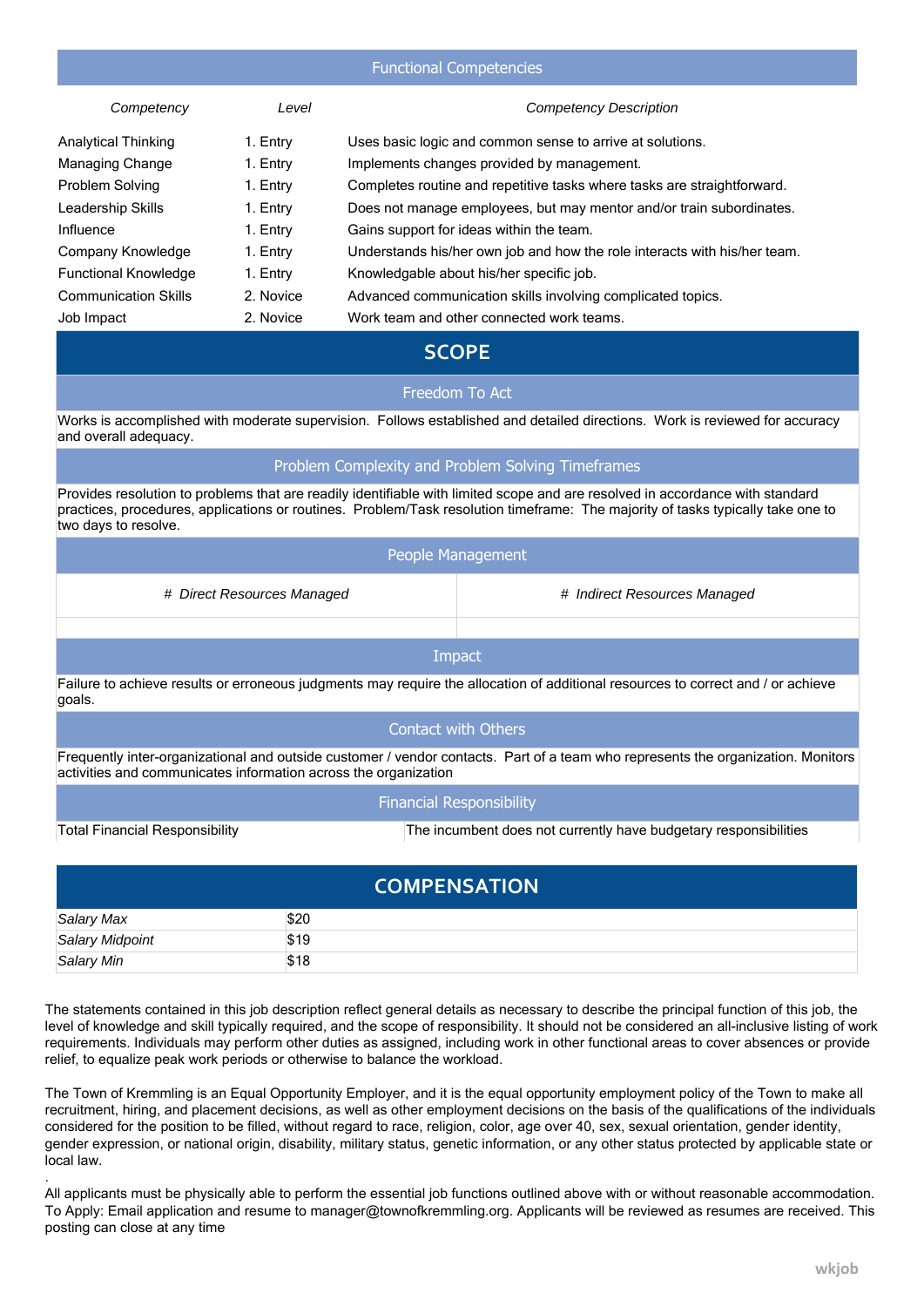### Functional Competencies

| *Competency* | *Level* | *Competency Description* |
|---|---|---|
| Analytical Thinking | 1. Entry | Uses basic logic and common sense to arrive at solutions. |
| Managing Change | 1. Entry | Implements changes provided by management. |
| Problem Solving | 1. Entry | Completes routine and repetitive tasks where tasks are straightforward. |
| Leadership Skills | 1. Entry | Does not manage employees, but may mentor and/or train subordinates. |
| Influence | 1. Entry | Gains support for ideas within the team. |
| Company Knowledge | 1. Entry | Understands his/her own job and how the role interacts with his/her team. |
| Functional Knowledge | 1. Entry | Knowledgable about his/her specific job. |
| Communication Skills | 2. Novice | Advanced communication skills involving complicated topics. |
| Job Impact | 2. Novice | Work team and other connected work teams. |

## SCOPE

### Freedom To Act

Works is accomplished with moderate supervision. Follows established and detailed directions. Work is reviewed for accuracy and overall adequacy.

### Problem Complexity and Problem Solving Timeframes

Provides resolution to problems that are readily identifiable with limited scope and are resolved in accordance with standard practices, procedures, applications or routines. Problem/Task resolution timeframe: The majority of tasks typically take one to two days to resolve.

### People Management

| *# Direct Resources Managed* | *# Indirect Resources Managed* |
|---|---|
| | |

### Impact

Failure to achieve results or erroneous judgments may require the allocation of additional resources to correct and / or achieve goals.

### Contact with Others

Frequently inter-organizational and outside customer / vendor contacts. Part of a team who represents the organization. Monitors activities and communicates information across the organization

### Financial Responsibility

| | |
|---|---|
| Total Financial Responsibility | The incumbent does not currently have budgetary responsibilities |

## COMPENSATION

| | |
|---|---|
| *Salary Max* | $20 |
| *Salary Midpoint* | $19 |
| *Salary Min* | $18 |

The statements contained in this job description reflect general details as necessary to describe the principal function of this job, the level of knowledge and skill typically required, and the scope of responsibility. It should not be considered an all-inclusive listing of work requirements. Individuals may perform other duties as assigned, including work in other functional areas to cover absences or provide relief, to equalize peak work periods or otherwise to balance the workload.

The Town of Kremmling is an Equal Opportunity Employer, and it is the equal opportunity employment policy of the Town to make all recruitment, hiring, and placement decisions, as well as other employment decisions on the basis of the qualifications of the individuals considered for the position to be filled, without regard to race, religion, color, age over 40, sex, sexual orientation, gender identity, gender expression, or national origin, disability, military status, genetic information, or any other status protected by applicable state or local law.

.

All applicants must be physically able to perform the essential job functions outlined above with or without reasonable accommodation. To Apply: Email application and resume to manager@townofkremmling.org. Applicants will be reviewed as resumes are received. This posting can close at any time